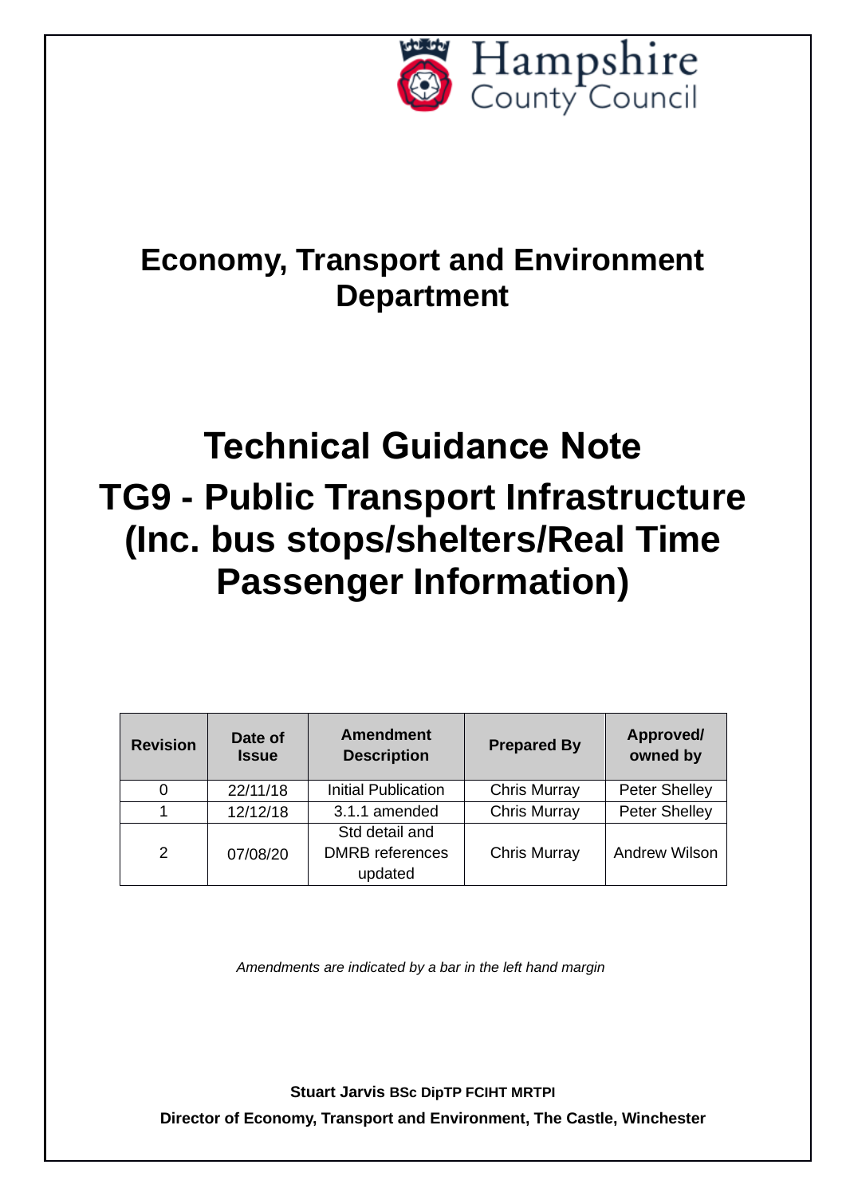Hampshire County Council

# Economy, Transport and Environment Department

# Technical Guidance Note

# TG9 - Public Transport Infrastructure (Inc. bus stops/shelters/Real Time Passenger Information)

| Revision | Date of Issue | Amendment Description | Prepared By | Approved/ owned by |
|---|---|---|---|---|
| 0 | 22/11/18 | Initial Publication | Chris Murray | Peter Shelley |
| 1 | 12/12/18 | 3.1.1 amended | Chris Murray | Peter Shelley |
| 2 | 07/08/20 | Std detail and DMRB references updated | Chris Murray | Andrew Wilson |

*Amendments are indicated by a bar in the left hand margin*

**Stuart Jarvis BSc DipTP FCIHT MRTPI**

**Director of Economy, Transport and Environment, The Castle, Winchester**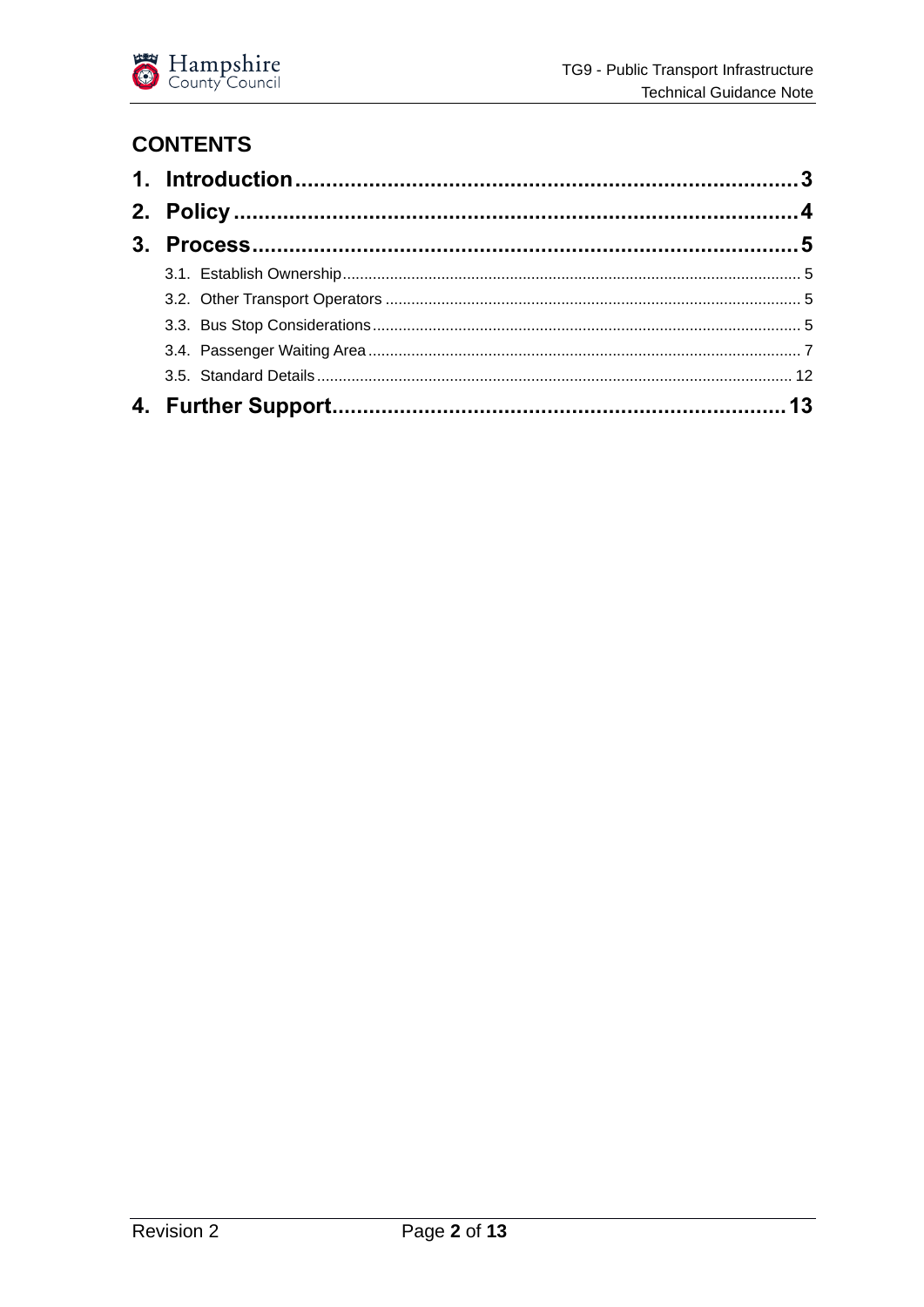## CONTENTS

**1. Introduction** ........ **3**

**2. Policy** ........ **4**

**3. Process** ........ **5**

- 3.1. Establish Ownership ........ 5
- 3.2. Other Transport Operators ........ 5
- 3.3. Bus Stop Considerations ........ 5
- 3.4. Passenger Waiting Area ........ 7
- 3.5. Standard Details ........ 12

**4. Further Support** ........ **13**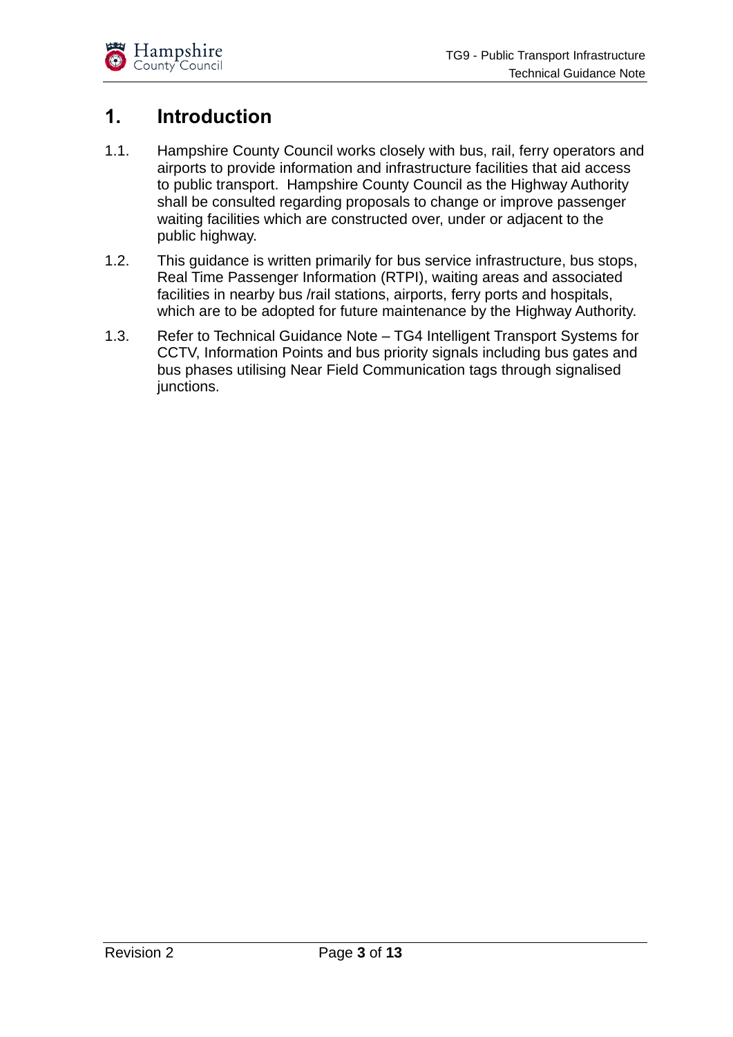# 1. Introduction

1.1. Hampshire County Council works closely with bus, rail, ferry operators and airports to provide information and infrastructure facilities that aid access to public transport. Hampshire County Council as the Highway Authority shall be consulted regarding proposals to change or improve passenger waiting facilities which are constructed over, under or adjacent to the public highway.

1.2. This guidance is written primarily for bus service infrastructure, bus stops, Real Time Passenger Information (RTPI), waiting areas and associated facilities in nearby bus /rail stations, airports, ferry ports and hospitals, which are to be adopted for future maintenance by the Highway Authority.

1.3. Refer to Technical Guidance Note – TG4 Intelligent Transport Systems for CCTV, Information Points and bus priority signals including bus gates and bus phases utilising Near Field Communication tags through signalised junctions.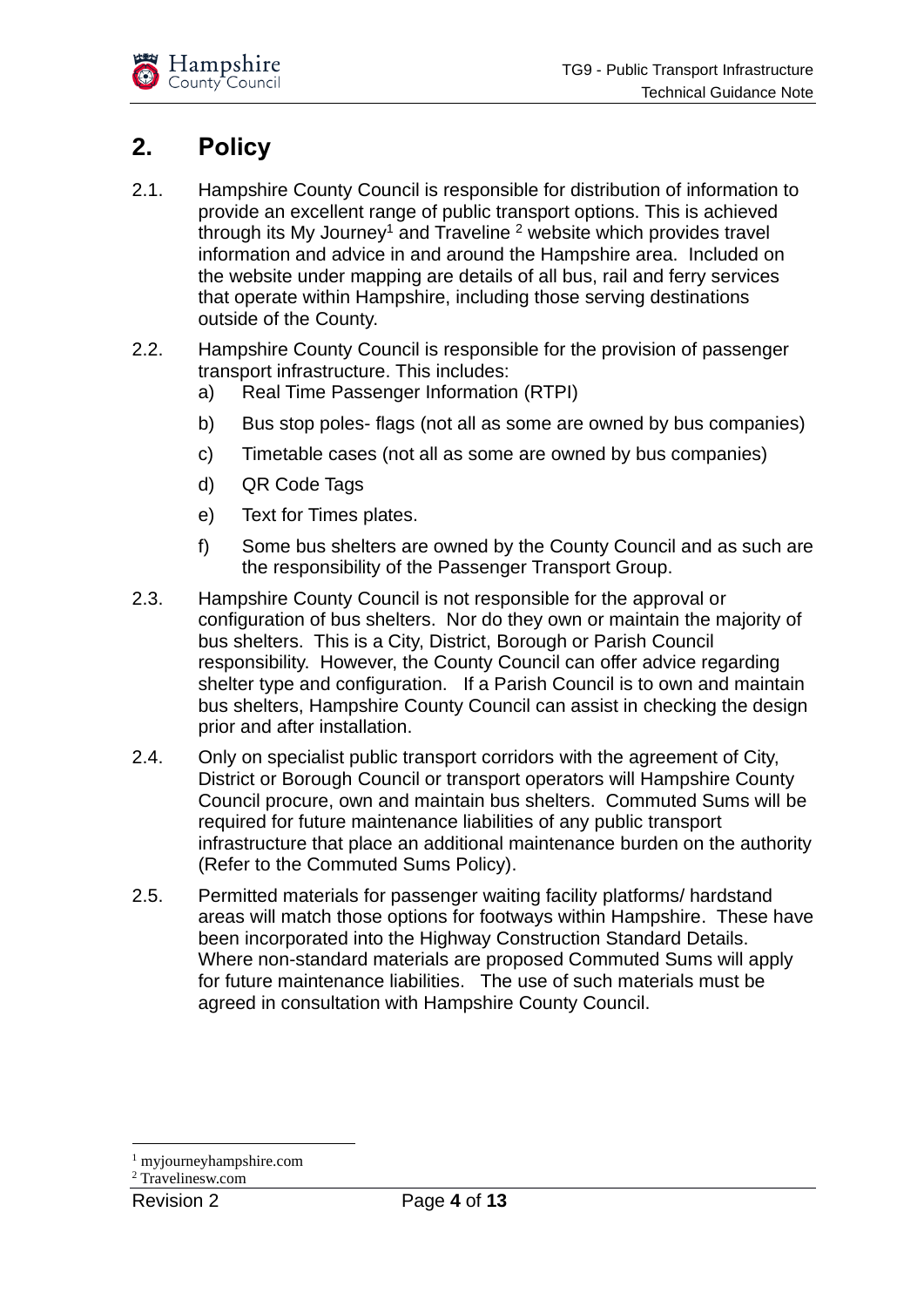## 2. Policy

2.1. Hampshire County Council is responsible for distribution of information to provide an excellent range of public transport options. This is achieved through its My Journey[1] and Traveline [2] website which provides travel information and advice in and around the Hampshire area. Included on the website under mapping are details of all bus, rail and ferry services that operate within Hampshire, including those serving destinations outside of the County.

2.2. Hampshire County Council is responsible for the provision of passenger transport infrastructure. This includes:

a) Real Time Passenger Information (RTPI)

b) Bus stop poles- flags (not all as some are owned by bus companies)

c) Timetable cases (not all as some are owned by bus companies)

d) QR Code Tags

e) Text for Times plates.

f) Some bus shelters are owned by the County Council and as such are the responsibility of the Passenger Transport Group.

2.3. Hampshire County Council is not responsible for the approval or configuration of bus shelters. Nor do they own or maintain the majority of bus shelters. This is a City, District, Borough or Parish Council responsibility. However, the County Council can offer advice regarding shelter type and configuration. If a Parish Council is to own and maintain bus shelters, Hampshire County Council can assist in checking the design prior and after installation.

2.4. Only on specialist public transport corridors with the agreement of City, District or Borough Council or transport operators will Hampshire County Council procure, own and maintain bus shelters. Commuted Sums will be required for future maintenance liabilities of any public transport infrastructure that place an additional maintenance burden on the authority (Refer to the Commuted Sums Policy).

2.5. Permitted materials for passenger waiting facility platforms/ hardstand areas will match those options for footways within Hampshire. These have been incorporated into the Highway Construction Standard Details. Where non-standard materials are proposed Commuted Sums will apply for future maintenance liabilities. The use of such materials must be agreed in consultation with Hampshire County Council.

---

[1] myjourneyhampshire.com

[2] Travelinesw.com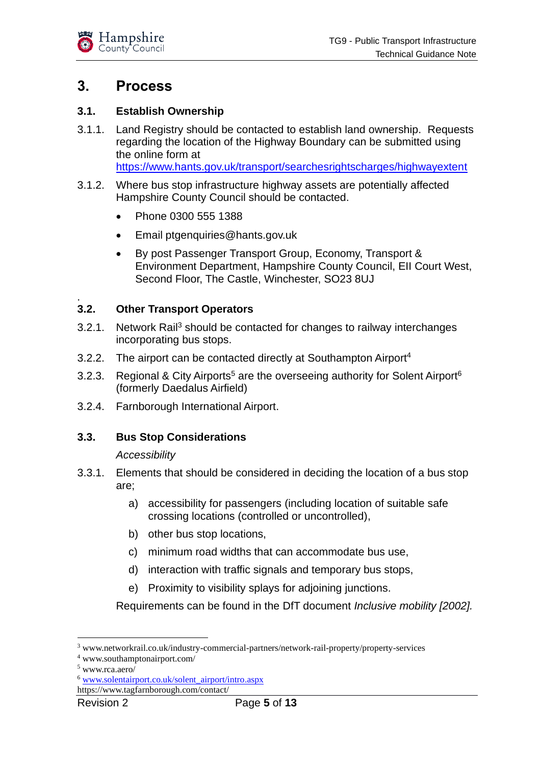# 3. Process

## 3.1. Establish Ownership

3.1.1. Land Registry should be contacted to establish land ownership. Requests regarding the location of the Highway Boundary can be submitted using the online form at https://www.hants.gov.uk/transport/searchesrightscharges/highwayextent

3.1.2. Where bus stop infrastructure highway assets are potentially affected Hampshire County Council should be contacted.

- Phone 0300 555 1388
- Email ptgenquiries@hants.gov.uk
- By post Passenger Transport Group, Economy, Transport & Environment Department, Hampshire County Council, EII Court West, Second Floor, The Castle, Winchester, SO23 8UJ

.

## 3.2. Other Transport Operators

3.2.1. Network Rail[3] should be contacted for changes to railway interchanges incorporating bus stops.

3.2.2. The airport can be contacted directly at Southampton Airport[4]

3.2.3. Regional & City Airports[5] are the overseeing authority for Solent Airport[6] (formerly Daedalus Airfield)

3.2.4. Farnborough International Airport.

## 3.3. Bus Stop Considerations

*Accessibility*

3.3.1. Elements that should be considered in deciding the location of a bus stop are;

a) accessibility for passengers (including location of suitable safe crossing locations (controlled or uncontrolled),

b) other bus stop locations,

c) minimum road widths that can accommodate bus use,

d) interaction with traffic signals and temporary bus stops,

e) Proximity to visibility splays for adjoining junctions.

Requirements can be found in the DfT document *Inclusive mobility [2002].*

---

[3] www.networkrail.co.uk/industry-commercial-partners/network-rail-property/property-services

[4] www.southamptonairport.com/

[5] www.rca.aero/

[6] www.solentairport.co.uk/solent_airport/intro.aspx

https://www.tagfarnborough.com/contact/

Revision 2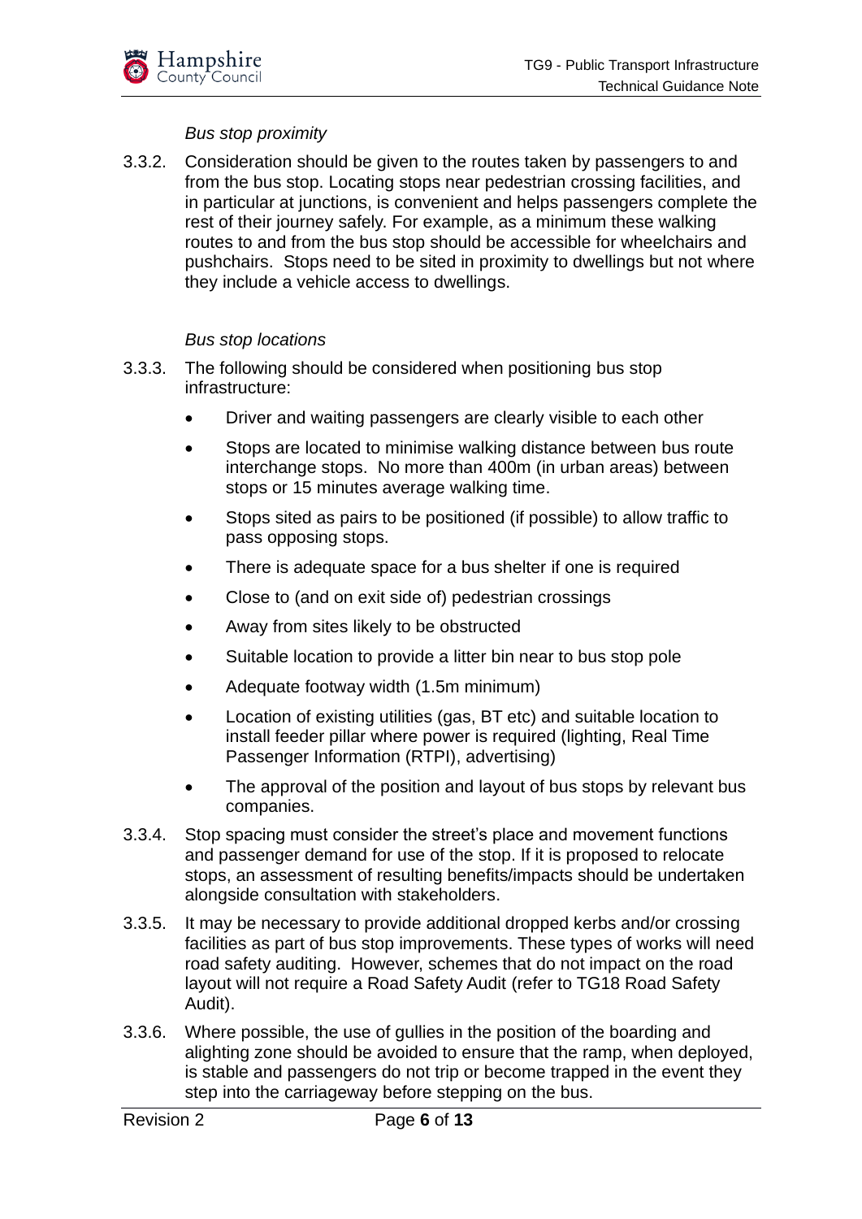*Bus stop proximity*

3.3.2. Consideration should be given to the routes taken by passengers to and from the bus stop. Locating stops near pedestrian crossing facilities, and in particular at junctions, is convenient and helps passengers complete the rest of their journey safely. For example, as a minimum these walking routes to and from the bus stop should be accessible for wheelchairs and pushchairs. Stops need to be sited in proximity to dwellings but not where they include a vehicle access to dwellings.

*Bus stop locations*

3.3.3. The following should be considered when positioning bus stop infrastructure:

- Driver and waiting passengers are clearly visible to each other
- Stops are located to minimise walking distance between bus route interchange stops. No more than 400m (in urban areas) between stops or 15 minutes average walking time.
- Stops sited as pairs to be positioned (if possible) to allow traffic to pass opposing stops.
- There is adequate space for a bus shelter if one is required
- Close to (and on exit side of) pedestrian crossings
- Away from sites likely to be obstructed
- Suitable location to provide a litter bin near to bus stop pole
- Adequate footway width (1.5m minimum)
- Location of existing utilities (gas, BT etc) and suitable location to install feeder pillar where power is required (lighting, Real Time Passenger Information (RTPI), advertising)
- The approval of the position and layout of bus stops by relevant bus companies.

3.3.4. Stop spacing must consider the street's place and movement functions and passenger demand for use of the stop. If it is proposed to relocate stops, an assessment of resulting benefits/impacts should be undertaken alongside consultation with stakeholders.

3.3.5. It may be necessary to provide additional dropped kerbs and/or crossing facilities as part of bus stop improvements. These types of works will need road safety auditing. However, schemes that do not impact on the road layout will not require a Road Safety Audit (refer to TG18 Road Safety Audit).

3.3.6. Where possible, the use of gullies in the position of the boarding and alighting zone should be avoided to ensure that the ramp, when deployed, is stable and passengers do not trip or become trapped in the event they step into the carriageway before stepping on the bus.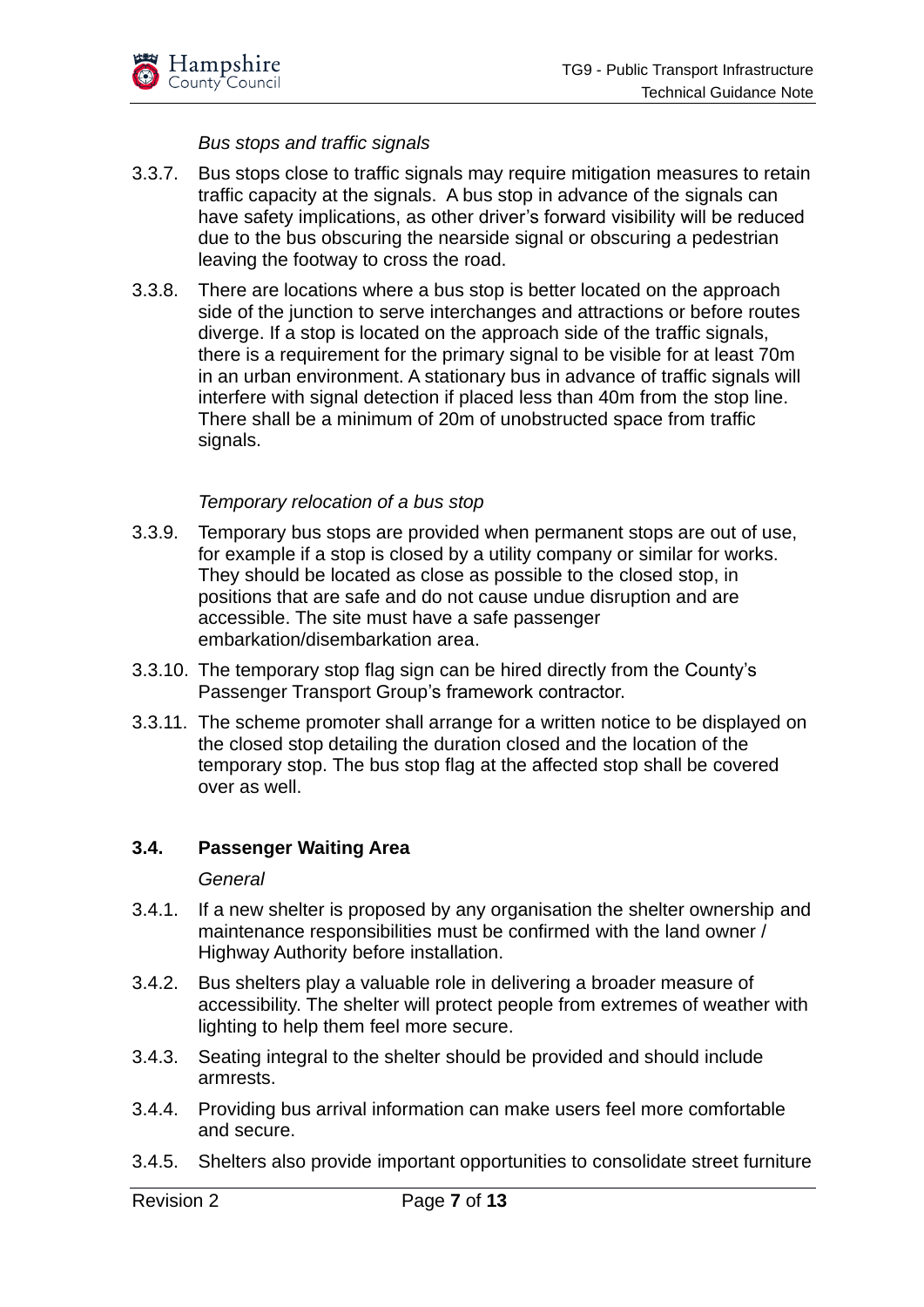*Bus stops and traffic signals*

3.3.7. Bus stops close to traffic signals may require mitigation measures to retain traffic capacity at the signals. A bus stop in advance of the signals can have safety implications, as other driver's forward visibility will be reduced due to the bus obscuring the nearside signal or obscuring a pedestrian leaving the footway to cross the road.

3.3.8. There are locations where a bus stop is better located on the approach side of the junction to serve interchanges and attractions or before routes diverge. If a stop is located on the approach side of the traffic signals, there is a requirement for the primary signal to be visible for at least 70m in an urban environment. A stationary bus in advance of traffic signals will interfere with signal detection if placed less than 40m from the stop line. There shall be a minimum of 20m of unobstructed space from traffic signals.

*Temporary relocation of a bus stop*

3.3.9. Temporary bus stops are provided when permanent stops are out of use, for example if a stop is closed by a utility company or similar for works. They should be located as close as possible to the closed stop, in positions that are safe and do not cause undue disruption and are accessible. The site must have a safe passenger embarkation/disembarkation area.

3.3.10. The temporary stop flag sign can be hired directly from the County's Passenger Transport Group's framework contractor.

3.3.11. The scheme promoter shall arrange for a written notice to be displayed on the closed stop detailing the duration closed and the location of the temporary stop. The bus stop flag at the affected stop shall be covered over as well.

## 3.4. Passenger Waiting Area

*General*

3.4.1. If a new shelter is proposed by any organisation the shelter ownership and maintenance responsibilities must be confirmed with the land owner / Highway Authority before installation.

3.4.2. Bus shelters play a valuable role in delivering a broader measure of accessibility. The shelter will protect people from extremes of weather with lighting to help them feel more secure.

3.4.3. Seating integral to the shelter should be provided and should include armrests.

3.4.4. Providing bus arrival information can make users feel more comfortable and secure.

3.4.5. Shelters also provide important opportunities to consolidate street furniture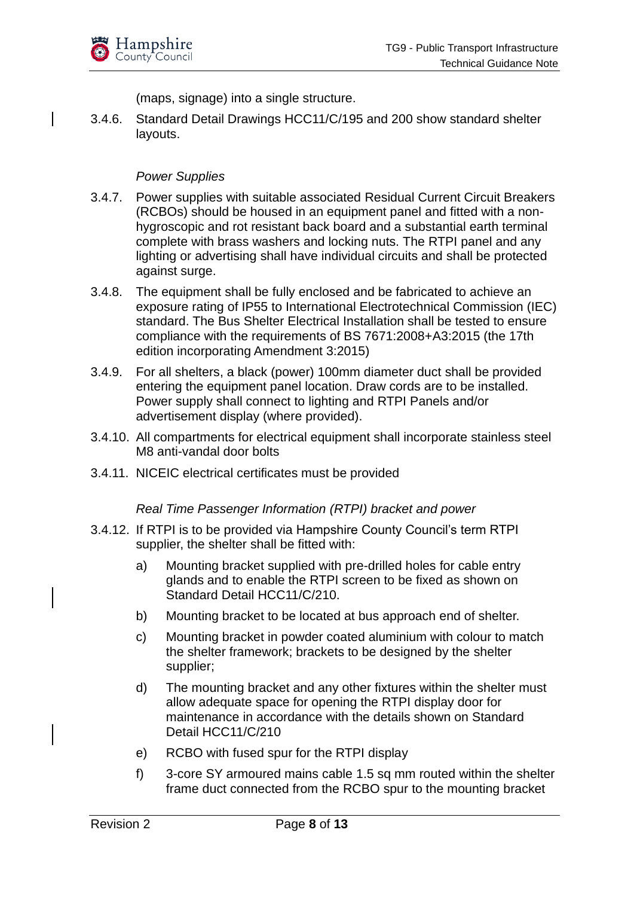(maps, signage) into a single structure.

3.4.6. Standard Detail Drawings HCC11/C/195 and 200 show standard shelter layouts.

*Power Supplies*

3.4.7. Power supplies with suitable associated Residual Current Circuit Breakers (RCBOs) should be housed in an equipment panel and fitted with a non-hygroscopic and rot resistant back board and a substantial earth terminal complete with brass washers and locking nuts. The RTPI panel and any lighting or advertising shall have individual circuits and shall be protected against surge.

3.4.8. The equipment shall be fully enclosed and be fabricated to achieve an exposure rating of IP55 to International Electrotechnical Commission (IEC) standard. The Bus Shelter Electrical Installation shall be tested to ensure compliance with the requirements of BS 7671:2008+A3:2015 (the 17th edition incorporating Amendment 3:2015)

3.4.9. For all shelters, a black (power) 100mm diameter duct shall be provided entering the equipment panel location. Draw cords are to be installed. Power supply shall connect to lighting and RTPI Panels and/or advertisement display (where provided).

3.4.10. All compartments for electrical equipment shall incorporate stainless steel M8 anti-vandal door bolts

3.4.11. NICEIC electrical certificates must be provided

*Real Time Passenger Information (RTPI) bracket and power*

3.4.12. If RTPI is to be provided via Hampshire County Council's term RTPI supplier, the shelter shall be fitted with:

a) Mounting bracket supplied with pre-drilled holes for cable entry glands and to enable the RTPI screen to be fixed as shown on Standard Detail HCC11/C/210.

b) Mounting bracket to be located at bus approach end of shelter.

c) Mounting bracket in powder coated aluminium with colour to match the shelter framework; brackets to be designed by the shelter supplier;

d) The mounting bracket and any other fixtures within the shelter must allow adequate space for opening the RTPI display door for maintenance in accordance with the details shown on Standard Detail HCC11/C/210

e) RCBO with fused spur for the RTPI display

f) 3-core SY armoured mains cable 1.5 sq mm routed within the shelter frame duct connected from the RCBO spur to the mounting bracket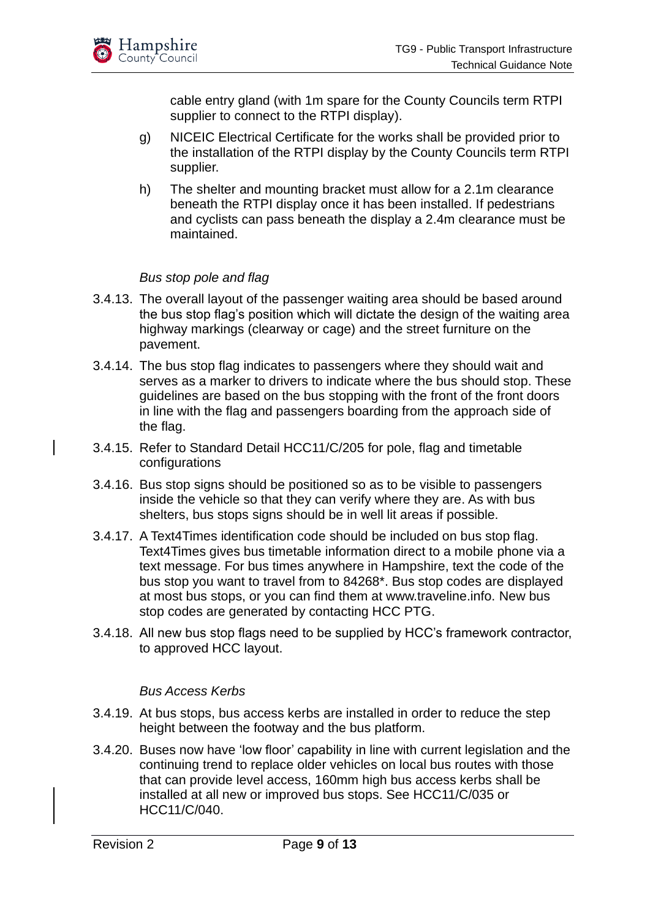cable entry gland (with 1m spare for the County Councils term RTPI supplier to connect to the RTPI display).

g) NICEIC Electrical Certificate for the works shall be provided prior to the installation of the RTPI display by the County Councils term RTPI supplier.

h) The shelter and mounting bracket must allow for a 2.1m clearance beneath the RTPI display once it has been installed. If pedestrians and cyclists can pass beneath the display a 2.4m clearance must be maintained.

*Bus stop pole and flag*

3.4.13. The overall layout of the passenger waiting area should be based around the bus stop flag's position which will dictate the design of the waiting area highway markings (clearway or cage) and the street furniture on the pavement.

3.4.14. The bus stop flag indicates to passengers where they should wait and serves as a marker to drivers to indicate where the bus should stop. These guidelines are based on the bus stopping with the front of the front doors in line with the flag and passengers boarding from the approach side of the flag.

3.4.15. Refer to Standard Detail HCC11/C/205 for pole, flag and timetable configurations

3.4.16. Bus stop signs should be positioned so as to be visible to passengers inside the vehicle so that they can verify where they are. As with bus shelters, bus stops signs should be in well lit areas if possible.

3.4.17. A Text4Times identification code should be included on bus stop flag. Text4Times gives bus timetable information direct to a mobile phone via a text message. For bus times anywhere in Hampshire, text the code of the bus stop you want to travel from to 84268*. Bus stop codes are displayed at most bus stops, or you can find them at www.traveline.info. New bus stop codes are generated by contacting HCC PTG.

3.4.18. All new bus stop flags need to be supplied by HCC's framework contractor, to approved HCC layout.

*Bus Access Kerbs*

3.4.19. At bus stops, bus access kerbs are installed in order to reduce the step height between the footway and the bus platform.

3.4.20. Buses now have 'low floor' capability in line with current legislation and the continuing trend to replace older vehicles on local bus routes with those that can provide level access, 160mm high bus access kerbs shall be installed at all new or improved bus stops. See HCC11/C/035 or HCC11/C/040.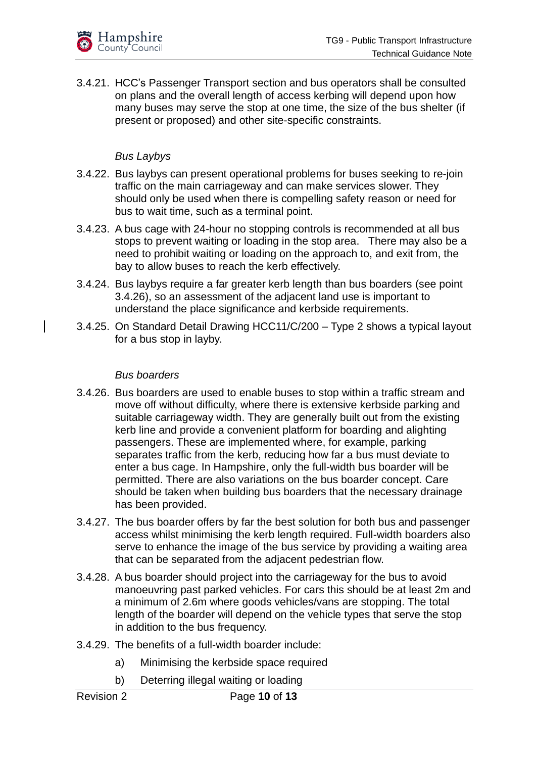3.4.21. HCC's Passenger Transport section and bus operators shall be consulted on plans and the overall length of access kerbing will depend upon how many buses may serve the stop at one time, the size of the bus shelter (if present or proposed) and other site-specific constraints.

*Bus Laybys*

3.4.22. Bus laybys can present operational problems for buses seeking to re-join traffic on the main carriageway and can make services slower. They should only be used when there is compelling safety reason or need for bus to wait time, such as a terminal point.

3.4.23. A bus cage with 24-hour no stopping controls is recommended at all bus stops to prevent waiting or loading in the stop area. There may also be a need to prohibit waiting or loading on the approach to, and exit from, the bay to allow buses to reach the kerb effectively.

3.4.24. Bus laybys require a far greater kerb length than bus boarders (see point 3.4.26), so an assessment of the adjacent land use is important to understand the place significance and kerbside requirements.

3.4.25. On Standard Detail Drawing HCC11/C/200 – Type 2 shows a typical layout for a bus stop in layby.

*Bus boarders*

3.4.26. Bus boarders are used to enable buses to stop within a traffic stream and move off without difficulty, where there is extensive kerbside parking and suitable carriageway width. They are generally built out from the existing kerb line and provide a convenient platform for boarding and alighting passengers. These are implemented where, for example, parking separates traffic from the kerb, reducing how far a bus must deviate to enter a bus cage. In Hampshire, only the full-width bus boarder will be permitted. There are also variations on the bus boarder concept. Care should be taken when building bus boarders that the necessary drainage has been provided.

3.4.27. The bus boarder offers by far the best solution for both bus and passenger access whilst minimising the kerb length required. Full-width boarders also serve to enhance the image of the bus service by providing a waiting area that can be separated from the adjacent pedestrian flow.

3.4.28. A bus boarder should project into the carriageway for the bus to avoid manoeuvring past parked vehicles. For cars this should be at least 2m and a minimum of 2.6m where goods vehicles/vans are stopping. The total length of the boarder will depend on the vehicle types that serve the stop in addition to the bus frequency.

3.4.29. The benefits of a full-width boarder include:

a) Minimising the kerbside space required

b) Deterring illegal waiting or loading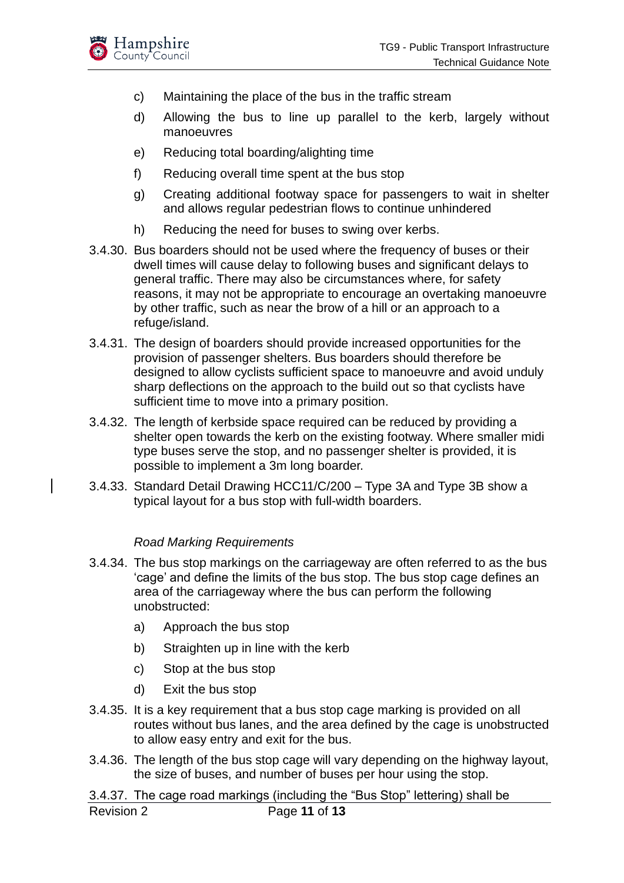c) Maintaining the place of the bus in the traffic stream

d) Allowing the bus to line up parallel to the kerb, largely without manoeuvres

e) Reducing total boarding/alighting time

f) Reducing overall time spent at the bus stop

g) Creating additional footway space for passengers to wait in shelter and allows regular pedestrian flows to continue unhindered

h) Reducing the need for buses to swing over kerbs.

3.4.30. Bus boarders should not be used where the frequency of buses or their dwell times will cause delay to following buses and significant delays to general traffic. There may also be circumstances where, for safety reasons, it may not be appropriate to encourage an overtaking manoeuvre by other traffic, such as near the brow of a hill or an approach to a refuge/island.

3.4.31. The design of boarders should provide increased opportunities for the provision of passenger shelters. Bus boarders should therefore be designed to allow cyclists sufficient space to manoeuvre and avoid unduly sharp deflections on the approach to the build out so that cyclists have sufficient time to move into a primary position.

3.4.32. The length of kerbside space required can be reduced by providing a shelter open towards the kerb on the existing footway. Where smaller midi type buses serve the stop, and no passenger shelter is provided, it is possible to implement a 3m long boarder.

3.4.33. Standard Detail Drawing HCC11/C/200 – Type 3A and Type 3B show a typical layout for a bus stop with full-width boarders.

*Road Marking Requirements*

3.4.34. The bus stop markings on the carriageway are often referred to as the bus 'cage' and define the limits of the bus stop. The bus stop cage defines an area of the carriageway where the bus can perform the following unobstructed:

a) Approach the bus stop

b) Straighten up in line with the kerb

c) Stop at the bus stop

d) Exit the bus stop

3.4.35. It is a key requirement that a bus stop cage marking is provided on all routes without bus lanes, and the area defined by the cage is unobstructed to allow easy entry and exit for the bus.

3.4.36. The length of the bus stop cage will vary depending on the highway layout, the size of buses, and number of buses per hour using the stop.

3.4.37. The cage road markings (including the "Bus Stop" lettering) shall be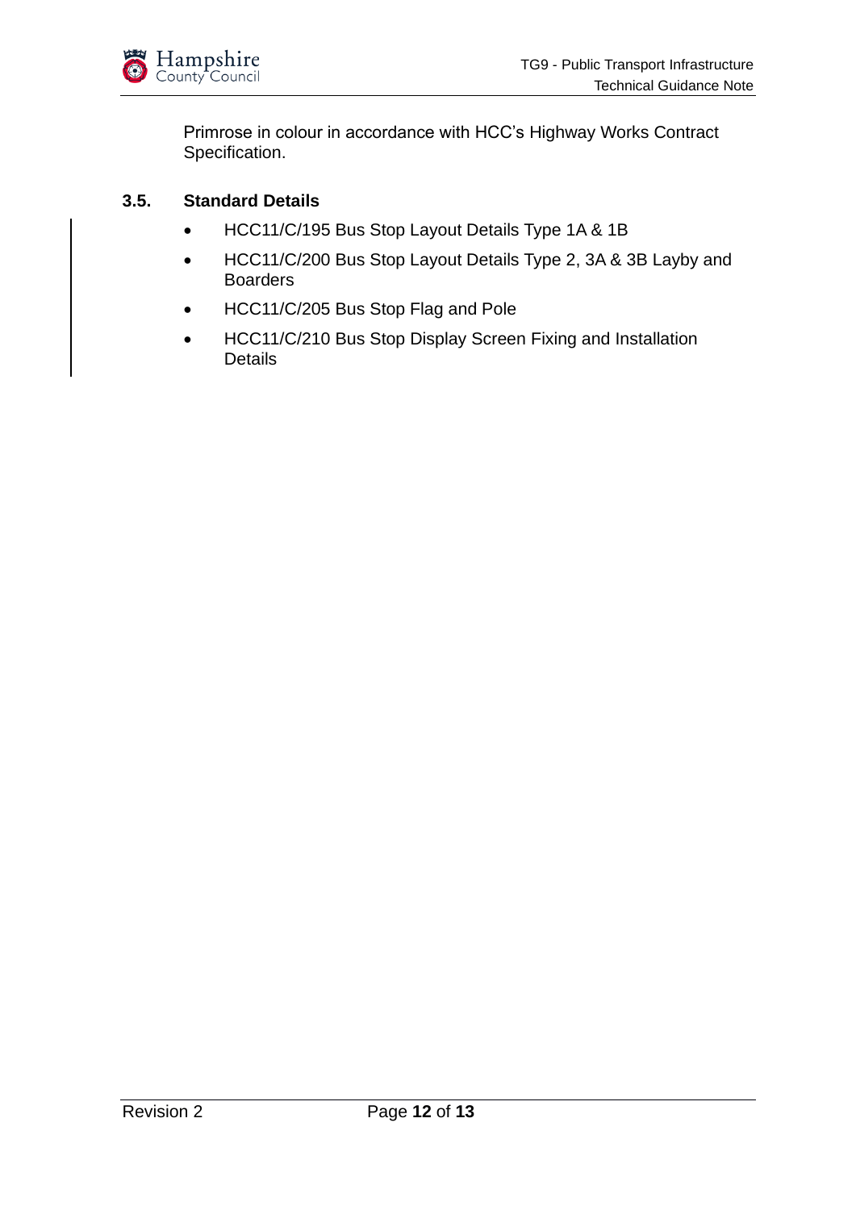Primrose in colour in accordance with HCC's Highway Works Contract Specification.

### 3.5. Standard Details

- HCC11/C/195 Bus Stop Layout Details Type 1A & 1B
- HCC11/C/200 Bus Stop Layout Details Type 2, 3A & 3B Layby and Boarders
- HCC11/C/205 Bus Stop Flag and Pole
- HCC11/C/210 Bus Stop Display Screen Fixing and Installation Details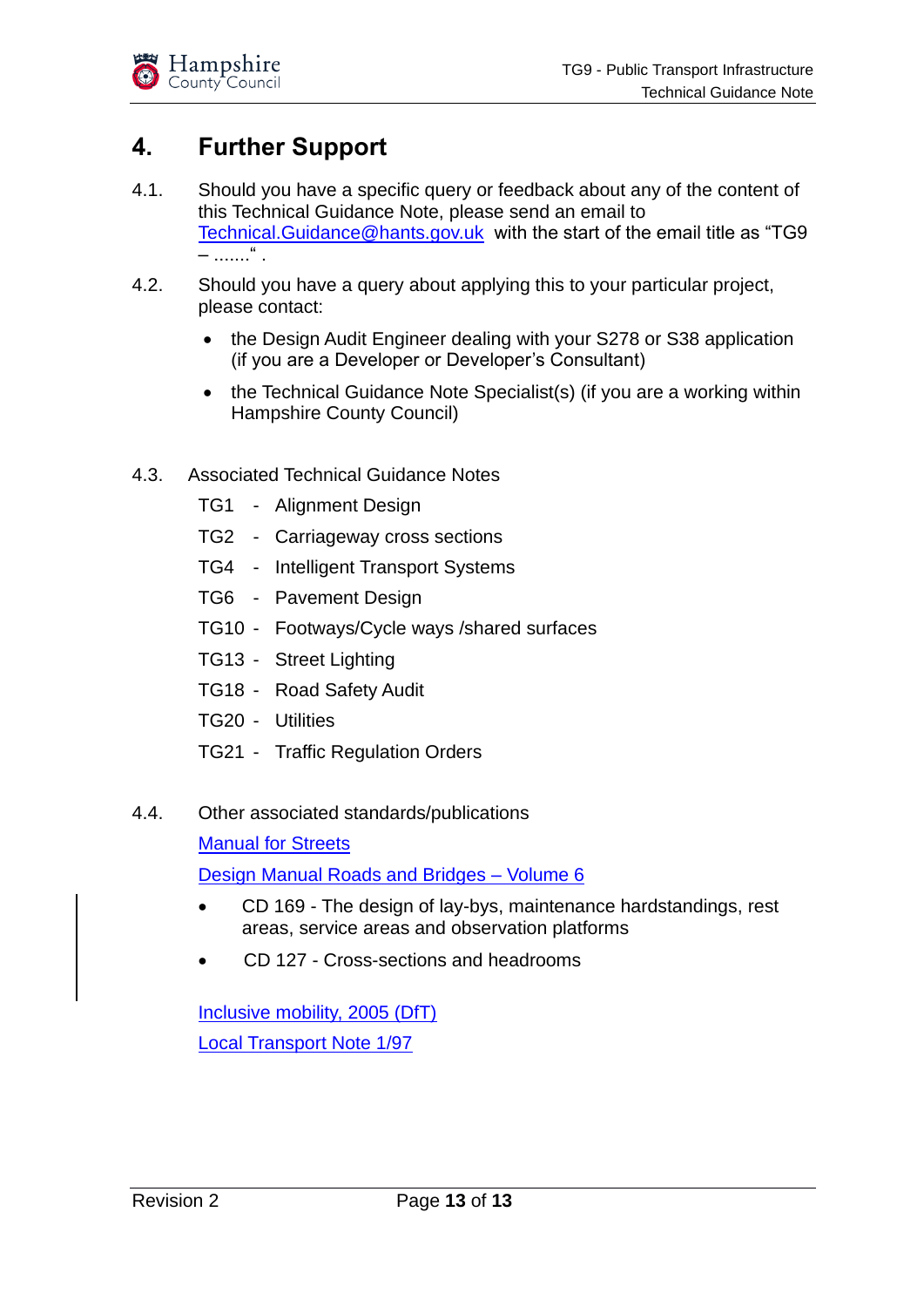# 4. Further Support

4.1. Should you have a specific query or feedback about any of the content of this Technical Guidance Note, please send an email to Technical.Guidance@hants.gov.uk with the start of the email title as “TG9 – .......“ .

4.2. Should you have a query about applying this to your particular project, please contact:

- the Design Audit Engineer dealing with your S278 or S38 application (if you are a Developer or Developer’s Consultant)
- the Technical Guidance Note Specialist(s) (if you are a working within Hampshire County Council)

4.3. Associated Technical Guidance Notes

TG1 - Alignment Design

TG2 - Carriageway cross sections

TG4 - Intelligent Transport Systems

TG6 - Pavement Design

TG10 - Footways/Cycle ways /shared surfaces

TG13 - Street Lighting

TG18 - Road Safety Audit

TG20 - Utilities

TG21 - Traffic Regulation Orders

4.4. Other associated standards/publications

Manual for Streets

Design Manual Roads and Bridges – Volume 6

- CD 169 - The design of lay-bys, maintenance hardstandings, rest areas, service areas and observation platforms
- CD 127 - Cross-sections and headrooms

Inclusive mobility, 2005 (DfT)

Local Transport Note 1/97